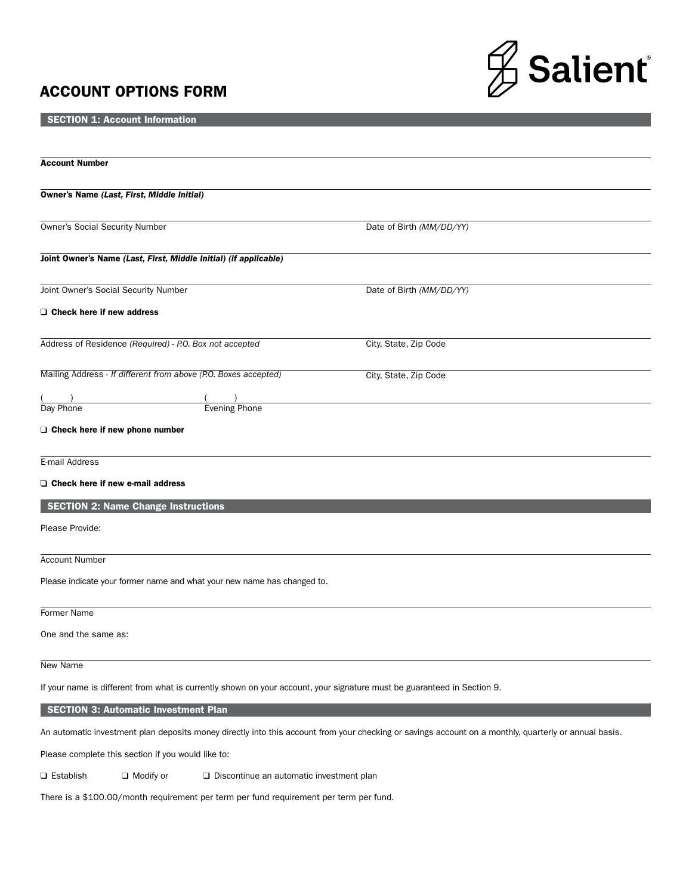# ACCOUNT OPTIONS FORM

Salient®

## SECTION 1: Account Information

**Account Number**

**Owner's Name *(Last, First, Middle Initial)***

Owner's Social Security Number — Date of Birth *(MM/DD/YY)*

**Joint Owner's Name *(Last, First, Middle Initial) (if applicable)***

Joint Owner's Social Security Number — Date of Birth *(MM/DD/YY)*

❑ **Check here if new address**

Address of Residence *(Required) - P.O. Box not accepted* — City, State, Zip Code

Mailing Address - *If different from above (P.O. Boxes accepted)* — City, State, Zip Code

( ) Day Phone — ( ) Evening Phone

❑ **Check here if new phone number**

E-mail Address

❑ **Check here if new e-mail address**

## SECTION 2: Name Change Instructions

Please Provide:

Account Number

Please indicate your former name and what your new name has changed to.

Former Name

One and the same as:

New Name

If your name is different from what is currently shown on your account, your signature must be guaranteed in Section 9.

## SECTION 3: Automatic Investment Plan

An automatic investment plan deposits money directly into this account from your checking or savings account on a monthly, quarterly or annual basis.

Please complete this section if you would like to:

❑ Establish ❑ Modify or ❑ Discontinue an automatic investment plan

There is a $100.00/month requirement per term per fund requirement per term per fund.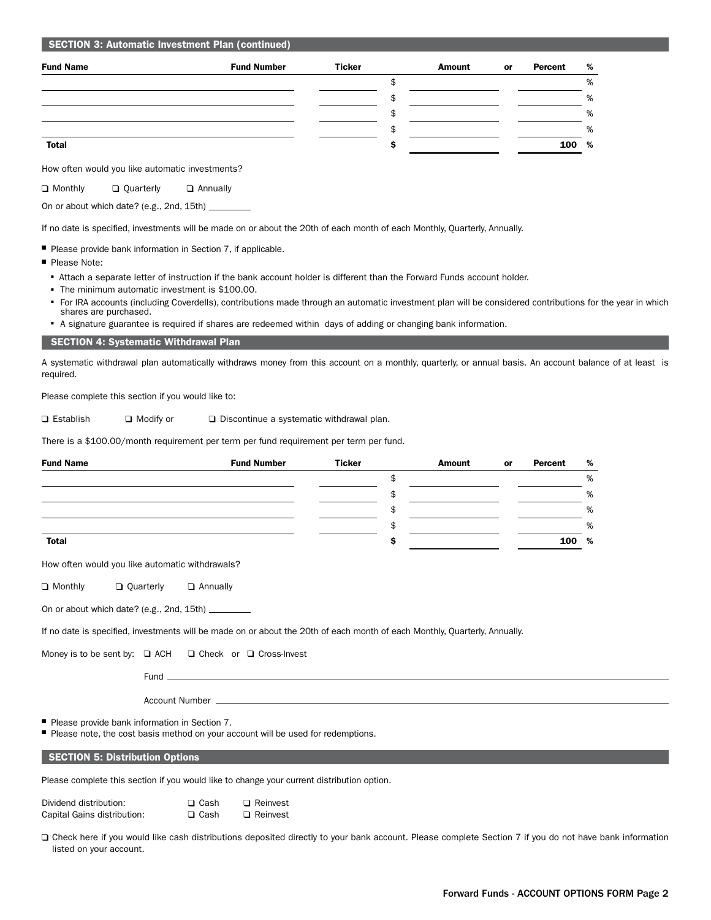## SECTION 3: Automatic Investment Plan (continued)

| Fund Name | Fund Number | Ticker | Amount | or | Percent | % |
|---|---|---|---|---|---|---|
| | | | $ | | | % |
| | | | $ | | | % |
| | | | $ | | | % |
| | | | $ | | | % |
| **Total** | | | **$** | | **100** | **%** |

How often would you like automatic investments?

❑ Monthly ❑ Quarterly ❑ Annually

On or about which date? (e.g., 2nd, 15th) ________

If no date is specified, investments will be made on or about the 20th of each month of each Monthly, Quarterly, Annually.

- Please provide bank information in Section 7, if applicable.
- Please Note:
  - Attach a separate letter of instruction if the bank account holder is different than the Forward Funds account holder.
  - The minimum automatic investment is $100.00.
  - For IRA accounts (including Coverdells), contributions made through an automatic investment plan will be considered contributions for the year in which shares are purchased.
  - A signature guarantee is required if shares are redeemed within days of adding or changing bank information.

## SECTION 4: Systematic Withdrawal Plan

A systematic withdrawal plan automatically withdraws money from this account on a monthly, quarterly, or annual basis. An account balance of at least is required.

Please complete this section if you would like to:

❑ Establish ❑ Modify or ❑ Discontinue a systematic withdrawal plan.

There is a $100.00/month requirement per term per fund requirement per term per fund.

| Fund Name | Fund Number | Ticker | Amount | or | Percent | % |
|---|---|---|---|---|---|---|
| | | | $ | | | % |
| | | | $ | | | % |
| | | | $ | | | % |
| | | | $ | | | % |
| **Total** | | | **$** | | **100** | **%** |

How often would you like automatic withdrawals?

❑ Monthly ❑ Quarterly ❑ Annually

On or about which date? (e.g., 2nd, 15th) ________

If no date is specified, investments will be made on or about the 20th of each month of each Monthly, Quarterly, Annually.

Money is to be sent by: ❑ ACH ❑ Check or ❑ Cross-Invest

Fund ____________________

Account Number ____________________

- Please provide bank information in Section 7.
- Please note, the cost basis method on your account will be used for redemptions.

## SECTION 5: Distribution Options

Please complete this section if you would like to change your current distribution option.

Dividend distribution: ❑ Cash ❑ Reinvest
Capital Gains distribution: ❑ Cash ❑ Reinvest

❑ Check here if you would like cash distributions deposited directly to your bank account. Please complete Section 7 if you do not have bank information listed on your account.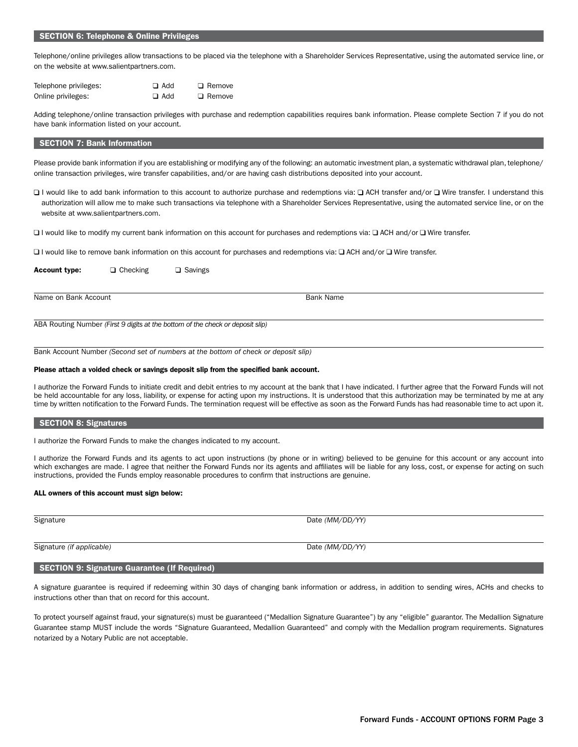## SECTION 6: Telephone & Online Privileges

Telephone/online privileges allow transactions to be placed via the telephone with a Shareholder Services Representative, using the automated service line, or on the website at www.salientpartners.com.

| | | |
|---|---|---|
| Telephone privileges: | ❑ Add | ❑ Remove |
| Online privileges: | ❑ Add | ❑ Remove |

Adding telephone/online transaction privileges with purchase and redemption capabilities requires bank information. Please complete Section 7 if you do not have bank information listed on your account.

## SECTION 7: Bank Information

Please provide bank information if you are establishing or modifying any of the following: an automatic investment plan, a systematic withdrawal plan, telephone/online transaction privileges, wire transfer capabilities, and/or are having cash distributions deposited into your account.

❑ I would like to add bank information to this account to authorize purchase and redemptions via: ❑ ACH transfer and/or ❑ Wire transfer. I understand this authorization will allow me to make such transactions via telephone with a Shareholder Services Representative, using the automated service line, or on the website at www.salientpartners.com.

❑ I would like to modify my current bank information on this account for purchases and redemptions via: ❑ ACH and/or ❑ Wire transfer.

❑ I would like to remove bank information on this account for purchases and redemptions via: ❑ ACH and/or ❑ Wire transfer.

**Account type:** ❑ Checking ❑ Savings

Name on Bank Account ____________________ Bank Name ____________________

ABA Routing Number *(First 9 digits at the bottom of the check or deposit slip)* ____________________

Bank Account Number *(Second set of numbers at the bottom of check or deposit slip)* ____________________

**Please attach a voided check or savings deposit slip from the specified bank account.**

I authorize the Forward Funds to initiate credit and debit entries to my account at the bank that I have indicated. I further agree that the Forward Funds will not be held accountable for any loss, liability, or expense for acting upon my instructions. It is understood that this authorization may be terminated by me at any time by written notification to the Forward Funds. The termination request will be effective as soon as the Forward Funds has had reasonable time to act upon it.

## SECTION 8: Signatures

I authorize the Forward Funds to make the changes indicated to my account.

I authorize the Forward Funds and its agents to act upon instructions (by phone or in writing) believed to be genuine for this account or any account into which exchanges are made. I agree that neither the Forward Funds nor its agents and affiliates will be liable for any loss, cost, or expense for acting on such instructions, provided the Funds employ reasonable procedures to confirm that instructions are genuine.

**ALL owners of this account must sign below:**

Signature ____________________ Date *(MM/DD/YY)* ____________________

Signature *(if applicable)* ____________________ Date *(MM/DD/YY)* ____________________

## SECTION 9: Signature Guarantee (If Required)

A signature guarantee is required if redeeming within 30 days of changing bank information or address, in addition to sending wires, ACHs and checks to instructions other than that on record for this account.

To protect yourself against fraud, your signature(s) must be guaranteed ("Medallion Signature Guarantee") by any "eligible" guarantor. The Medallion Signature Guarantee stamp MUST include the words "Signature Guaranteed, Medallion Guaranteed" and comply with the Medallion program requirements. Signatures notarized by a Notary Public are not acceptable.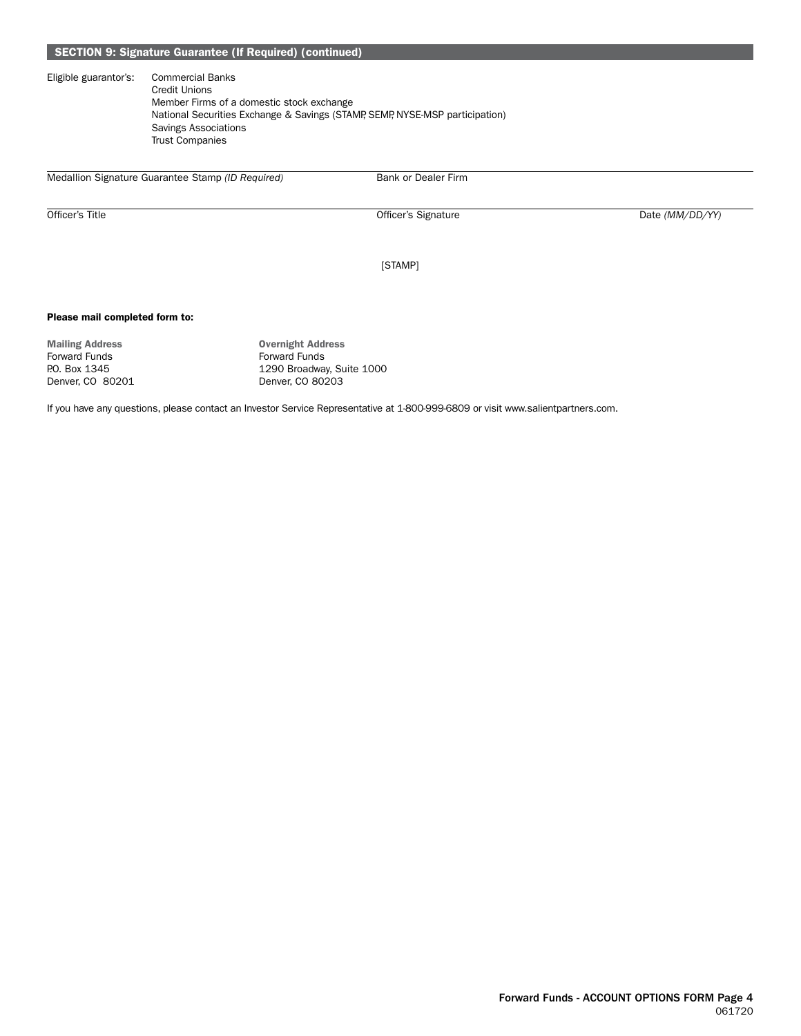## SECTION 9: Signature Guarantee (If Required) (continued)

Eligible guarantor's:
- Commercial Banks
- Credit Unions
- Member Firms of a domestic stock exchange
- National Securities Exchange & Savings (STAMP, SEMP, NYSE-MSP participation)
- Savings Associations
- Trust Companies

| | | |
|---|---|---|
| Medallion Signature Guarantee Stamp *(ID Required)* | Bank or Dealer Firm | |
| Officer's Title | Officer's Signature | Date *(MM/DD/YY)* |

[STAMP]

**Please mail completed form to:**

**Mailing Address**
Forward Funds
P.O. Box 1345
Denver, CO 80201

**Overnight Address**
Forward Funds
1290 Broadway, Suite 1000
Denver, CO 80203

If you have any questions, please contact an Investor Service Representative at 1-800-999-6809 or visit www.salientpartners.com.

Forward Funds - ACCOUNT OPTIONS FORM Page 4
061720